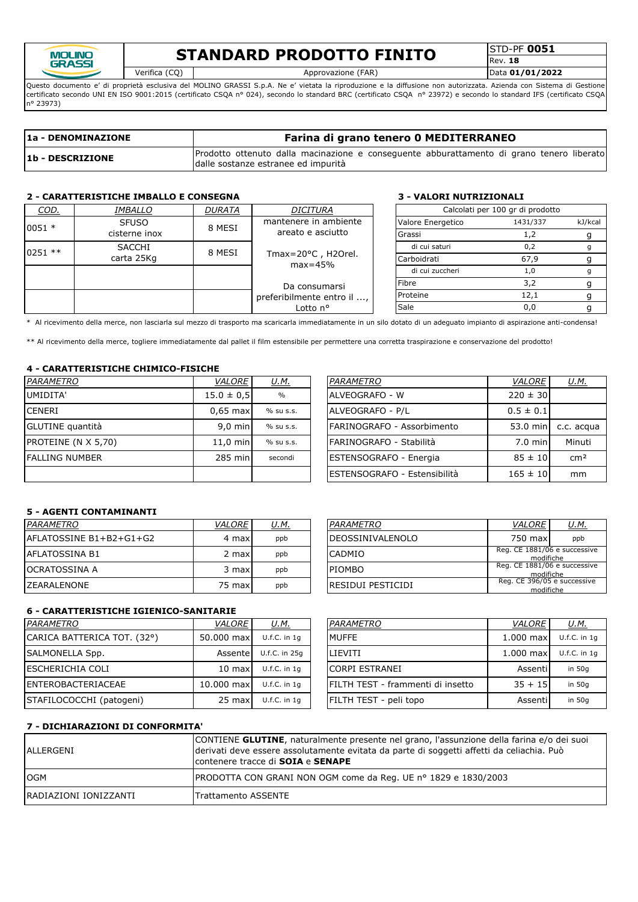| MOLINO GRASSI | **STANDARD PRODOTTO FINITO** | | STD-PF **0051** |
|---|---|---|---|
| | | | Rev. **18** |
| | Verifica (CQ) | Approvazione (FAR) | Data **01/01/2022** |

Questo documento e' di proprietà esclusiva del MOLINO GRASSI S.p.A. Ne e' vietata la riproduzione e la diffusione non autorizzata. Azienda con Sistema di Gestione certificato secondo UNI EN ISO 9001:2015 (certificato CSQA n° 024), secondo lo standard BRC (certificato CSQA n° 23972) e secondo lo standard IFS (certificato CSQA n° 23973)

| **1a - DENOMINAZIONE** | **Farina di grano tenero 0 MEDITERRANEO** |
|---|---|
| **1b - DESCRIZIONE** | Prodotto ottenuto dalla macinazione e conseguente abburattamento di grano tenero liberato dalle sostanze estranee ed impurità |

## 2 - CARATTERISTICHE IMBALLO E CONSEGNA

| *COD.* | *IMBALLO* | *DURATA* | *DICITURA* |
|---|---|---|---|
| 0051 * | SFUSO cisterne inox | 8 MESI | mantenere in ambiente areato e asciutto |
| 0251 ** | SACCHI carta 25Kg | 8 MESI | Tmax=20°C , H2Orel. max=45% |
| | | | Da consumarsi preferibilmente entro il ..., Lotto n° |

## 3 - VALORI NUTRIZIONALI

| Calcolati per 100 gr di prodotto | | |
|---|---|---|
| Valore Energetico | 1431/337 | kJ/kcal |
| Grassi | 1,2 | g |
| di cui saturi | 0,2 | g |
| Carboidrati | 67,9 | g |
| di cui zuccheri | 1,0 | g |
| Fibre | 3,2 | g |
| Proteine | 12,1 | g |
| Sale | 0,0 | g |

\* Al ricevimento della merce, non lasciarla sul mezzo di trasporto ma scaricarla immediatamente in un silo dotato di un adeguato impianto di aspirazione anti-condensa!

\*\* Al ricevimento della merce, togliere immediatamente dal pallet il film estensibile per permettere una corretta traspirazione e conservazione del prodotto!

## 4 - CARATTERISTICHE CHIMICO-FISICHE

| *PARAMETRO* | *VALORE* | *U.M.* |
|---|---|---|
| UMIDITA' | 15.0 ± 0,5 | % |
| CENERI | 0,65 max | % su s.s. |
| GLUTINE quantità | 9,0 min | % su s.s. |
| PROTEINE (N X 5,70) | 11,0 min | % su s.s. |
| FALLING NUMBER | 285 min | secondi |

| *PARAMETRO* | *VALORE* | *U.M.* |
|---|---|---|
| ALVEOGRAFO - W | 220 ± 30 | |
| ALVEOGRAFO - P/L | 0.5 ± 0.1 | |
| FARINOGRAFO - Assorbimento | 53.0 min | c.c. acqua |
| FARINOGRAFO - Stabilità | 7.0 min | Minuti |
| ESTENSOGRAFO - Energia | 85 ± 10 | $cm^2$ |
| ESTENSOGRAFO - Estensibilità | 165 ± 10 | mm |

## 5 - AGENTI CONTAMINANTI

| *PARAMETRO* | *VALORE* | *U.M.* |
|---|---|---|
| AFLATOSSINE B1+B2+G1+G2 | 4 max | ppb |
| AFLATOSSINA B1 | 2 max | ppb |
| OCRATOSSINA A | 3 max | ppb |
| ZEARALENONE | 75 max | ppb |

| *PARAMETRO* | *VALORE* | *U.M.* |
|---|---|---|
| DEOSSINIVALENOLO | 750 max | ppb |
| CADMIO | Reg. CE 1881/06 e successive modifiche | |
| PIOMBO | Reg. CE 1881/06 e successive modifiche | |
| RESIDUI PESTICIDI | Reg. CE 396/05 e successive modifiche | |

## 6 - CARATTERISTICHE IGIENICO-SANITARIE

| *PARAMETRO* | *VALORE* | *U.M.* |
|---|---|---|
| CARICA BATTERICA TOT. (32°) | 50.000 max | U.f.C. in 1g |
| SALMONELLA Spp. | Assente | U.f.C. in 25g |
| ESCHERICHIA COLI | 10 max | U.f.C. in 1g |
| ENTEROBACTERIACEAE | 10.000 max | U.f.C. in 1g |
| STAFILOCOCCHI (patogeni) | 25 max | U.f.C. in 1g |

| *PARAMETRO* | *VALORE* | *U.M.* |
|---|---|---|
| MUFFE | 1.000 max | U.f.C. in 1g |
| LIEVITI | 1.000 max | U.f.C. in 1g |
| CORPI ESTRANEI | Assenti | in 50g |
| FILTH TEST - frammenti di insetto | 35 + 15 | in 50g |
| FILTH TEST - peli topo | Assenti | in 50g |

## 7 - DICHIARAZIONI DI CONFORMITA'

| | |
|---|---|
| ALLERGENI | CONTIENE **GLUTINE**, naturalmente presente nel grano, l'assunzione della farina e/o dei suoi derivati deve essere assolutamente evitata da parte di soggetti affetti da celiachia. Può contenere tracce di **SOIA** e **SENAPE** |
| OGM | PRODOTTA CON GRANI NON OGM come da Reg. UE n° 1829 e 1830/2003 |
| RADIAZIONI IONIZZANTI | Trattamento ASSENTE |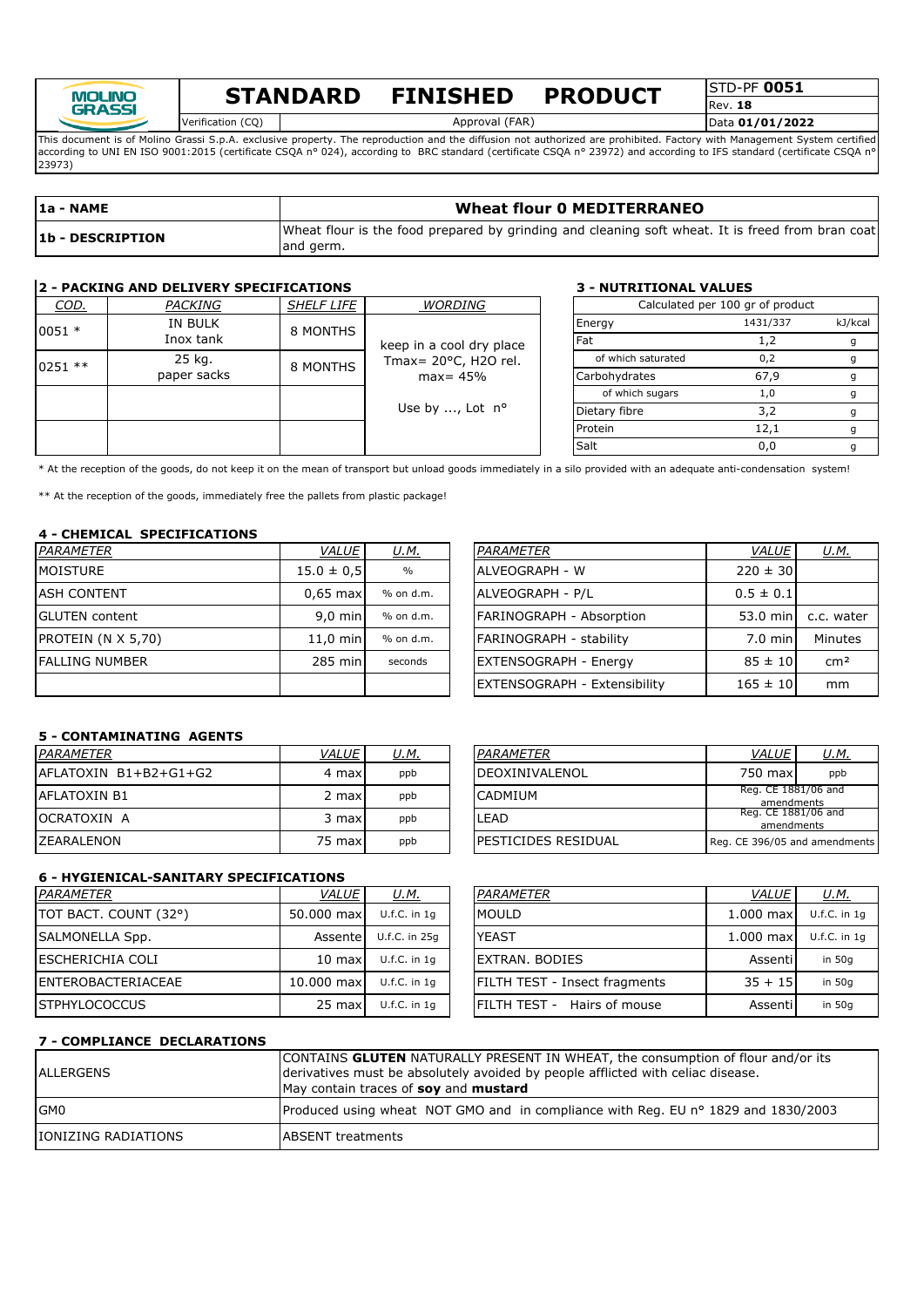| MOLINO GRASSI | STANDARD FINISHED PRODUCT | STD-PF **0051** |
|---|---|---|
| | | Rev. **18** |
| Verification (CQ) | Approval (FAR) | Data **01/01/2022** |

This document is of Molino Grassi S.p.A. exclusive property. The reproduction and the diffusion not authorized are prohibited. Factory with Management System certified according to UNI EN ISO 9001:2015 (certificate CSQA n° 024), according to BRC standard (certificate CSQA n° 23972) and according to IFS standard (certificate CSQA n° 23973)

| | |
|---|---|
| **1a - NAME** | **Wheat flour 0 MEDITERRANEO** |
| **1b - DESCRIPTION** | Wheat flour is the food prepared by grinding and cleaning soft wheat. It is freed from bran coat and germ. |

## 2 - PACKING AND DELIVERY SPECIFICATIONS

| COD. | PACKING | SHELF LIFE | WORDING |
|---|---|---|---|
| 0051 * | IN BULK Inox tank | 8 MONTHS | keep in a cool dry place Tmax= 20°C, H2O rel. max= 45% |
| 0251 ** | 25 kg. paper sacks | 8 MONTHS | |
| | | | Use by ..., Lot n° |
| | | | |

## 3 - NUTRITIONAL VALUES

| Calculated per 100 gr of product | | |
|---|---|---|
| Energy | 1431/337 | kJ/kcal |
| Fat | 1,2 | g |
| of which saturated | 0,2 | g |
| Carbohydrates | 67,9 | g |
| of which sugars | 1,0 | g |
| Dietary fibre | 3,2 | g |
| Protein | 12,1 | g |
| Salt | 0,0 | g |

\* At the reception of the goods, do not keep it on the mean of transport but unload goods immediately in a silo provided with an adequate anti-condensation system!

\*\* At the reception of the goods, immediately free the pallets from plastic package!

## 4 - CHEMICAL SPECIFICATIONS

| PARAMETER | VALUE | U.M. |
|---|---|---|
| MOISTURE | 15.0 ± 0,5 | % |
| ASH CONTENT | 0,65 max | % on d.m. |
| GLUTEN content | 9,0 min | % on d.m. |
| PROTEIN (N X 5,70) | 11,0 min | % on d.m. |
| FALLING NUMBER | 285 min | seconds |
| | | |

| PARAMETER | VALUE | U.M. |
|---|---|---|
| ALVEOGRAPH - W | 220 ± 30 | |
| ALVEOGRAPH - P/L | 0.5 ± 0.1 | |
| FARINOGRAPH - Absorption | 53.0 min | c.c. water |
| FARINOGRAPH - stability | 7.0 min | Minutes |
| EXTENSOGRAPH - Energy | 85 ± 10 | cm² |
| EXTENSOGRAPH - Extensibility | 165 ± 10 | mm |

## 5 - CONTAMINATING AGENTS

| PARAMETER | VALUE | U.M. |
|---|---|---|
| AFLATOXIN B1+B2+G1+G2 | 4 max | ppb |
| AFLATOXIN B1 | 2 max | ppb |
| OCRATOXIN A | 3 max | ppb |
| ZEARALENON | 75 max | ppb |

| PARAMETER | VALUE | U.M. |
|---|---|---|
| DEOXINIVALENOL | 750 max | ppb |
| CADMIUM | Reg. CE 1881/06 and amendments | |
| LEAD | Reg. CE 1881/06 and amendments | |
| PESTICIDES RESIDUAL | Reg. CE 396/05 and amendments | |

## 6 - HYGIENICAL-SANITARY SPECIFICATIONS

| PARAMETER | VALUE | U.M. |
|---|---|---|
| TOT BACT. COUNT (32°) | 50.000 max | U.f.C. in 1g |
| SALMONELLA Spp. | Assente | U.f.C. in 25g |
| ESCHERICHIA COLI | 10 max | U.f.C. in 1g |
| ENTEROBACTERIACEAE | 10.000 max | U.f.C. in 1g |
| STPHYLOCOCCUS | 25 max | U.f.C. in 1g |

| PARAMETER | VALUE | U.M. |
|---|---|---|
| MOULD | 1.000 max | U.f.C. in 1g |
| YEAST | 1.000 max | U.f.C. in 1g |
| EXTRAN. BODIES | Assenti | in 50g |
| FILTH TEST - Insect fragments | 35 + 15 | in 50g |
| FILTH TEST - Hairs of mouse | Assenti | in 50g |

## 7 - COMPLIANCE DECLARATIONS

| | |
|---|---|
| ALLERGENS | CONTAINS **GLUTEN** NATURALLY PRESENT IN WHEAT, the consumption of flour and/or its derivatives must be absolutely avoided by people afflicted with celiac disease. May contain traces of **soy** and **mustard** |
| GM0 | Produced using wheat NOT GMO and in compliance with Reg. EU n° 1829 and 1830/2003 |
| IONIZING RADIATIONS | ABSENT treatments |